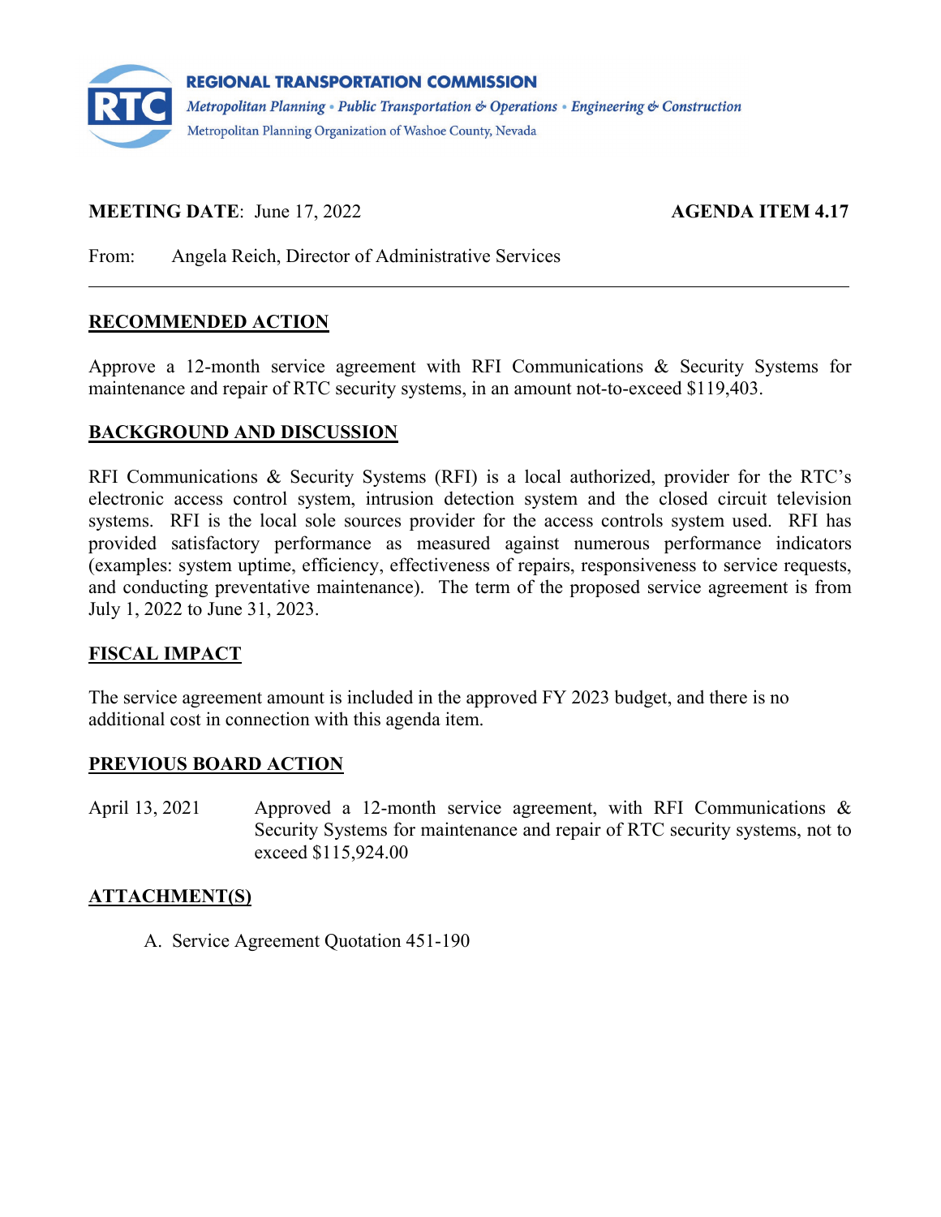**REGIONAL TRANSPORTATION COMMISSION**
*Metropolitan Planning • Public Transportation & Operations • Engineering & Construction*
Metropolitan Planning Organization of Washoe County, Nevada

**MEETING DATE**: June 17, 2022 **AGENDA ITEM 4.17**

From: Angela Reich, Director of Administrative Services

---

## RECOMMENDED ACTION

Approve a 12-month service agreement with RFI Communications & Security Systems for maintenance and repair of RTC security systems, in an amount not-to-exceed $119,403.

## BACKGROUND AND DISCUSSION

RFI Communications & Security Systems (RFI) is a local authorized, provider for the RTC's electronic access control system, intrusion detection system and the closed circuit television systems. RFI is the local sole sources provider for the access controls system used. RFI has provided satisfactory performance as measured against numerous performance indicators (examples: system uptime, efficiency, effectiveness of repairs, responsiveness to service requests, and conducting preventative maintenance). The term of the proposed service agreement is from July 1, 2022 to June 31, 2023.

## FISCAL IMPACT

The service agreement amount is included in the approved FY 2023 budget, and there is no additional cost in connection with this agenda item.

## PREVIOUS BOARD ACTION

April 13, 2021 Approved a 12-month service agreement, with RFI Communications & Security Systems for maintenance and repair of RTC security systems, not to exceed $115,924.00

## ATTACHMENT(S)

A. Service Agreement Quotation 451-190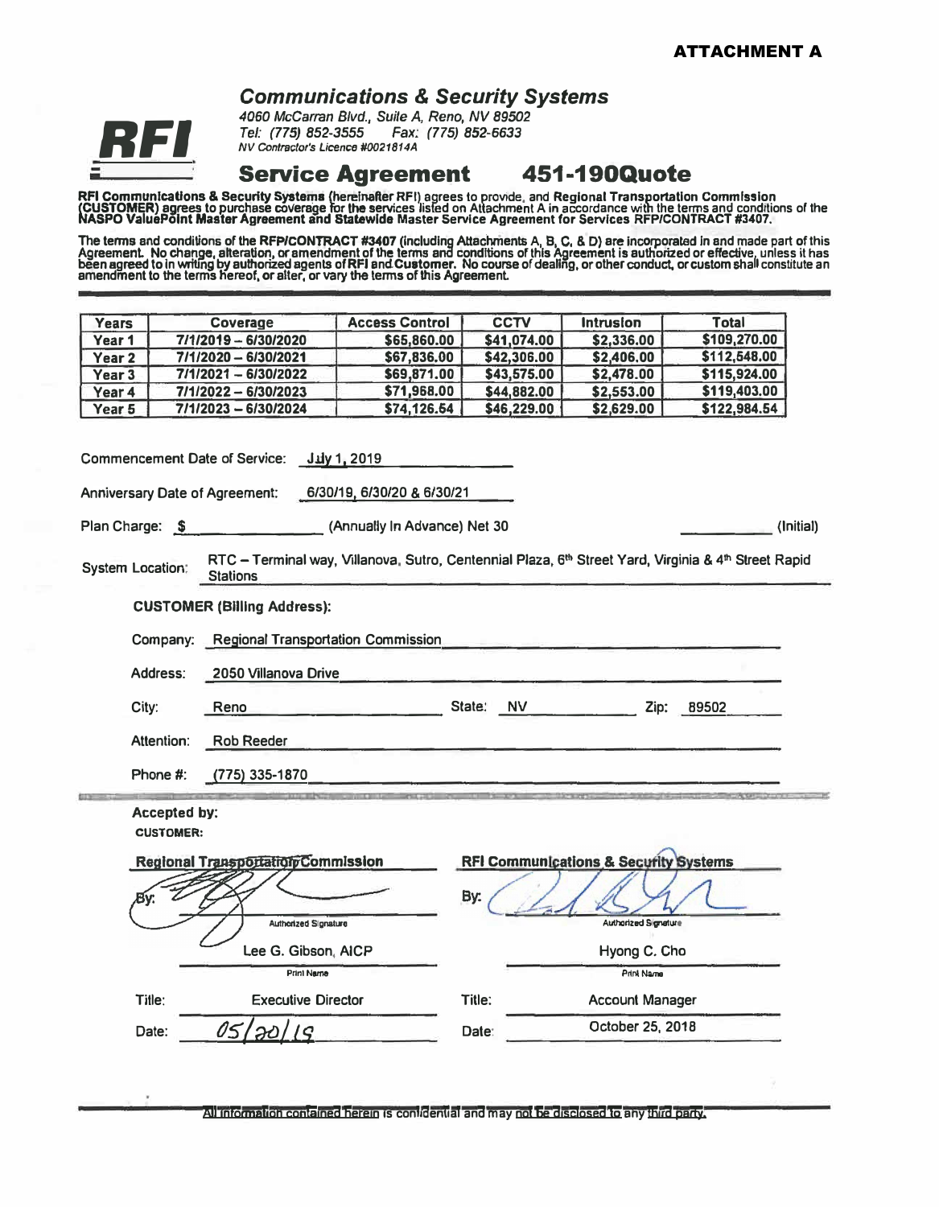**ATTACHMENT A**

## *Communications & Security Systems*

*4060 McCarran Blvd., Suite A, Reno, NV 89502*
*Tel: (775) 852-3555 Fax: (775) 852-6633*
*NV Contractor's Licence #0021814A*

**RFI**

# Service Agreement 451-190Quote

**RFI Communications & Security Systems** (hereinafter RFI) agrees to provide, and **Regional Transportation Commission (CUSTOMER)** agrees to purchase coverage for the services listed on Attachment A in accordance with the terms and conditions of the **NASPO ValuePoint Master Agreement and Statewide Master Service Agreement for Services RFP/CONTRACT #3407.**

The terms and conditions of the **RFP/CONTRACT #3407** (including Attachments A, B, C, & D) are incorporated in and made part of this Agreement. No change, alteration, or amendment of the terms and conditions of this Agreement is authorized or effective, unless it has been agreed to in writing by authorized agents of RFI and Customer. No course of dealing, or other conduct, or custom shall constitute an amendment to the terms hereof, or alter, or vary the terms of this Agreement.

| Years | Coverage | Access Control | CCTV | Intrusion | Total |
|---|---|---|---|---|---|
| Year 1 | 7/1/2019 – 6/30/2020 | $65,860.00 | $41,074.00 | $2,336.00 | $109,270.00 |
| Year 2 | 7/1/2020 – 6/30/2021 | $67,836.00 | $42,306.00 | $2,406.00 | $112,548.00 |
| Year 3 | 7/1/2021 – 6/30/2022 | $69,871.00 | $43,575.00 | $2,478.00 | $115,924.00 |
| Year 4 | 7/1/2022 – 6/30/2023 | $71,968.00 | $44,882.00 | $2,553.00 | $119,403.00 |
| Year 5 | 7/1/2023 – 6/30/2024 | $74,126.54 | $46,229.00 | $2,629.00 | $122,984.54 |

Commencement Date of Service: July 1, 2019

Anniversary Date of Agreement: 6/30/19, 6/30/20 & 6/30/21

Plan Charge: $ ______ (Annually In Advance) Net 30 ______ (Initial)

System Location: RTC – Terminal way, Villanova, Sutro, Centennial Plaza, 6th Street Yard, Virginia & 4th Street Rapid Stations

**CUSTOMER (Billing Address):**

Company: Regional Transportation Commission

Address: 2050 Villanova Drive

City: Reno State: NV Zip: 89502

Attention: Rob Reeder

Phone #: (775) 335-1870

**Accepted by:**
**CUSTOMER:**

| Regional Transportation Commission | RFI Communications & Security Systems |
|---|---|
| By: ______ Authorized Signature | By: ______ Authorized Signature |
| Lee G. Gibson, AICP (Print Name) | Hyong C. Cho (Print Name) |
| Title: Executive Director | Title: Account Manager |
| Date: 05/20/19 | Date: October 25, 2018 |

All information contained herein is confidential and may not be disclosed to any third party.